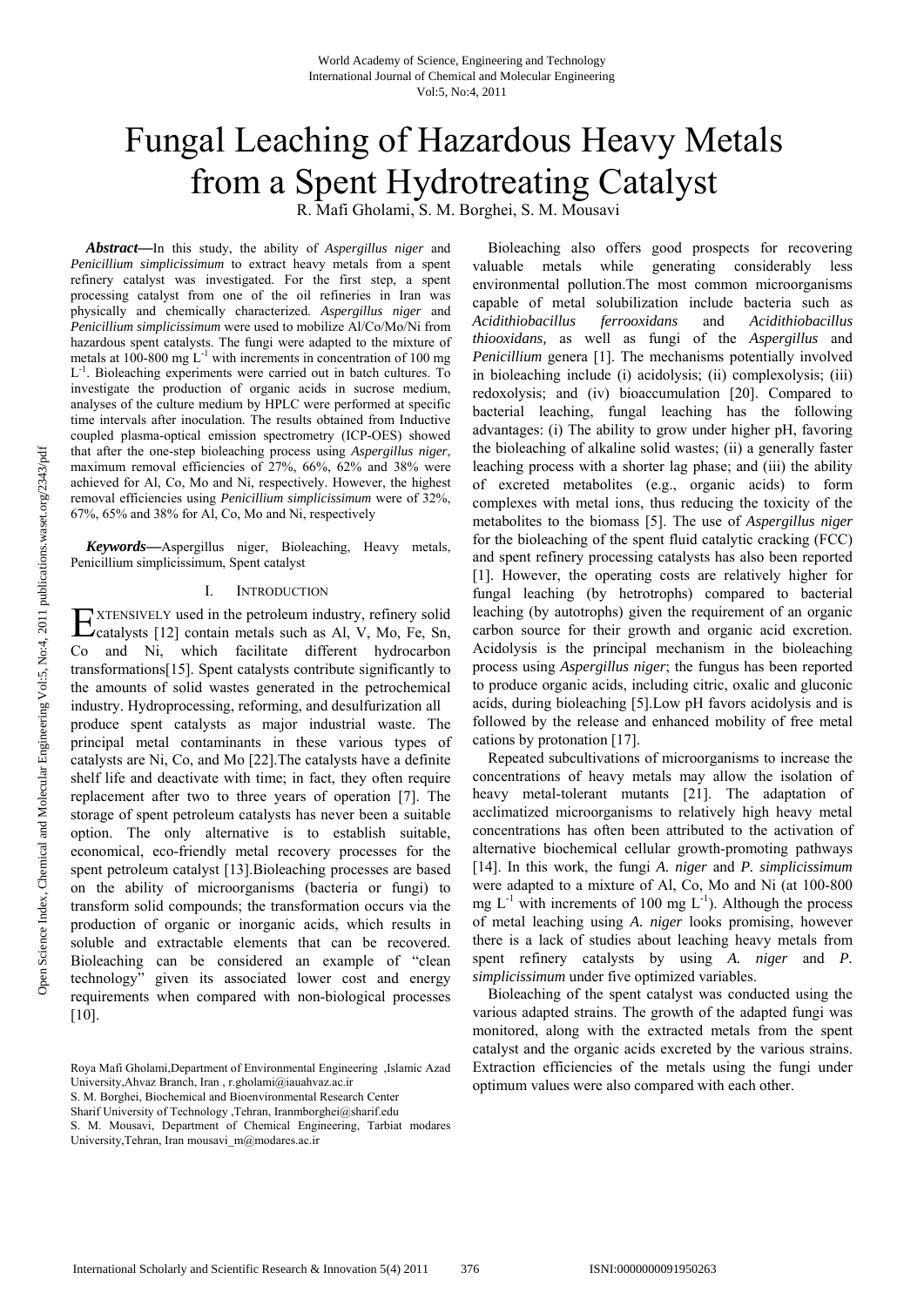# Fungal Leaching of Hazardous Heavy Metals from a Spent Hydrotreating Catalyst

R. Mafi Gholami, S. M. Borghei, S. M. Mousavi

***Abstract*—**In this study, the ability of *Aspergillus niger* and *Penicillium simplicissimum* to extract heavy metals from a spent refinery catalyst was investigated. For the first step, a spent processing catalyst from one of the oil refineries in Iran was physically and chemically characterized. *Aspergillus niger* and *Penicillium simplicissimum* were used to mobilize Al/Co/Mo/Ni from hazardous spent catalysts. The fungi were adapted to the mixture of metals at 100-800 mg $L^{-1}$ with increments in concentration of 100 mg $L^{-1}$. Bioleaching experiments were carried out in batch cultures. To investigate the production of organic acids in sucrose medium, analyses of the culture medium by HPLC were performed at specific time intervals after inoculation. The results obtained from Inductive coupled plasma-optical emission spectrometry (ICP-OES) showed that after the one-step bioleaching process using *Aspergillus niger*, maximum removal efficiencies of 27%, 66%, 62% and 38% were achieved for Al, Co, Mo and Ni, respectively. However, the highest removal efficiencies using *Penicillium simplicissimum* were of 32%, 67%, 65% and 38% for Al, Co, Mo and Ni, respectively

***Keywords*—**Aspergillus niger, Bioleaching, Heavy metals, Penicillium simplicissimum, Spent catalyst

## I. Introduction

Extensively used in the petroleum industry, refinery solid catalysts [12] contain metals such as Al, V, Mo, Fe, Sn, Co and Ni, which facilitate different hydrocarbon transformations[15]. Spent catalysts contribute significantly to the amounts of solid wastes generated in the petrochemical industry. Hydroprocessing, reforming, and desulfurization all produce spent catalysts as major industrial waste. The principal metal contaminants in these various types of catalysts are Ni, Co, and Mo [22].The catalysts have a definite shelf life and deactivate with time; in fact, they often require replacement after two to three years of operation [7]. The storage of spent petroleum catalysts has never been a suitable option. The only alternative is to establish suitable, economical, eco-friendly metal recovery processes for the spent petroleum catalyst [13].Bioleaching processes are based on the ability of microorganisms (bacteria or fungi) to transform solid compounds; the transformation occurs via the production of organic or inorganic acids, which results in soluble and extractable elements that can be recovered. Bioleaching can be considered an example of "clean technology" given its associated lower cost and energy requirements when compared with non-biological processes [10].

Roya Mafi Gholami,Department of Environmental Engineering ,Islamic Azad University,Ahvaz Branch, Iran , r.gholami@iauahvaz.ac.ir

S. M. Borghei, Biochemical and Bioenvironmental Research Center Sharif University of Technology ,Tehran, Iranmborghei@sharif.edu

S. M. Mousavi, Department of Chemical Engineering, Tarbiat modares University,Tehran, Iran mousavi_m@modares.ac.ir

Bioleaching also offers good prospects for recovering valuable metals while generating considerably less environmental pollution.The most common microorganisms capable of metal solubilization include bacteria such as *Acidithiobacillus ferrooxidans* and *Acidithiobacillus thiooxidans,* as well as fungi of the *Aspergillus* and *Penicillium* genera [1]. The mechanisms potentially involved in bioleaching include (i) acidolysis; (ii) complexolysis; (iii) redoxolysis; and (iv) bioaccumulation [20]. Compared to bacterial leaching, fungal leaching has the following advantages: (i) The ability to grow under higher pH, favoring the bioleaching of alkaline solid wastes; (ii) a generally faster leaching process with a shorter lag phase; and (iii) the ability of excreted metabolites (e.g., organic acids) to form complexes with metal ions, thus reducing the toxicity of the metabolites to the biomass [5]. The use of *Aspergillus niger* for the bioleaching of the spent fluid catalytic cracking (FCC) and spent refinery processing catalysts has also been reported [1]. However, the operating costs are relatively higher for fungal leaching (by hetrotrophs) compared to bacterial leaching (by autotrophs) given the requirement of an organic carbon source for their growth and organic acid excretion. Acidolysis is the principal mechanism in the bioleaching process using *Aspergillus niger*; the fungus has been reported to produce organic acids, including citric, oxalic and gluconic acids, during bioleaching [5].Low pH favors acidolysis and is followed by the release and enhanced mobility of free metal cations by protonation [17].

Repeated subcultivations of microorganisms to increase the concentrations of heavy metals may allow the isolation of heavy metal-tolerant mutants [21]. The adaptation of acclimatized microorganisms to relatively high heavy metal concentrations has often been attributed to the activation of alternative biochemical cellular growth-promoting pathways [14]. In this work, the fungi *A. niger* and *P. simplicissimum* were adapted to a mixture of Al, Co, Mo and Ni (at 100-800 mg $L^{-1}$ with increments of 100 mg $L^{-1}$). Although the process of metal leaching using *A. niger* looks promising, however there is a lack of studies about leaching heavy metals from spent refinery catalysts by using *A. niger* and *P. simplicissimum* under five optimized variables.

Bioleaching of the spent catalyst was conducted using the various adapted strains. The growth of the adapted fungi was monitored, along with the extracted metals from the spent catalyst and the organic acids excreted by the various strains. Extraction efficiencies of the metals using the fungi under optimum values were also compared with each other.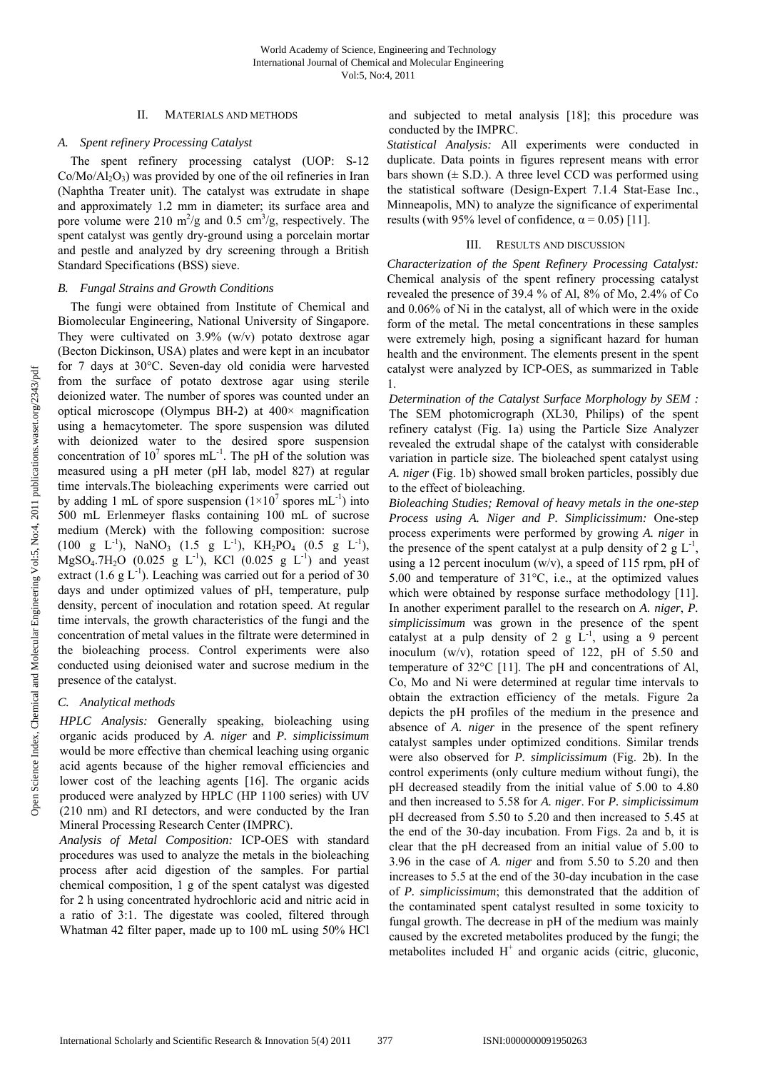## II. Materials and Methods

### A. Spent refinery Processing Catalyst

The spent refinery processing catalyst (UOP: S-12 $Co/Mo/Al_2O_3$) was provided by one of the oil refineries in Iran (Naphtha Treater unit). The catalyst was extrudate in shape and approximately 1.2 mm in diameter; its surface area and pore volume were 210 $m^2/g$ and 0.5 $cm^3/g$, respectively. The spent catalyst was gently dry-ground using a porcelain mortar and pestle and analyzed by dry screening through a British Standard Specifications (BSS) sieve.

### B. Fungal Strains and Growth Conditions

The fungi were obtained from Institute of Chemical and Biomolecular Engineering, National University of Singapore. They were cultivated on 3.9% (w/v) potato dextrose agar (Becton Dickinson, USA) plates and were kept in an incubator for 7 days at 30°C. Seven-day old conidia were harvested from the surface of potato dextrose agar using sterile deionized water. The number of spores was counted under an optical microscope (Olympus BH-2) at 400× magnification using a hemacytometer. The spore suspension was diluted with deionized water to the desired spore suspension concentration of $10^7$ spores $mL^{-1}$. The pH of the solution was measured using a pH meter (pH lab, model 827) at regular time intervals.The bioleaching experiments were carried out by adding 1 mL of spore suspension ($1\times10^7$ spores $mL^{-1}$) into 500 mL Erlenmeyer flasks containing 100 mL of sucrose medium (Merck) with the following composition: sucrose (100 g $L^{-1}$), $NaNO_3$ (1.5 g $L^{-1}$), $KH_2PO_4$ (0.5 g $L^{-1}$), $MgSO_4.7H_2O$ (0.025 g $L^{-1}$), KCl (0.025 g $L^{-1}$) and yeast extract (1.6 g $L^{-1}$). Leaching was carried out for a period of 30 days and under optimized values of pH, temperature, pulp density, percent of inoculation and rotation speed. At regular time intervals, the growth characteristics of the fungi and the concentration of metal values in the filtrate were determined in the bioleaching process. Control experiments were also conducted using deionised water and sucrose medium in the presence of the catalyst.

### C. Analytical methods

*HPLC Analysis:* Generally speaking, bioleaching using organic acids produced by *A. niger* and *P. simplicissimum* would be more effective than chemical leaching using organic acid agents because of the higher removal efficiencies and lower cost of the leaching agents [16]. The organic acids produced were analyzed by HPLC (HP 1100 series) with UV (210 nm) and RI detectors, and were conducted by the Iran Mineral Processing Research Center (IMPRC).

*Analysis of Metal Composition:* ICP-OES with standard procedures was used to analyze the metals in the bioleaching process after acid digestion of the samples. For partial chemical composition, 1 g of the spent catalyst was digested for 2 h using concentrated hydrochloric acid and nitric acid in a ratio of 3:1. The digestate was cooled, filtered through Whatman 42 filter paper, made up to 100 mL using 50% HCl and subjected to metal analysis [18]; this procedure was conducted by the IMPRC.

*Statistical Analysis:* All experiments were conducted in duplicate. Data points in figures represent means with error bars shown (± S.D.). A three level CCD was performed using the statistical software (Design-Expert 7.1.4 Stat-Ease Inc., Minneapolis, MN) to analyze the significance of experimental results (with 95% level of confidence, $\alpha = 0.05$) [11].

## III. Results and discussion

*Characterization of the Spent Refinery Processing Catalyst:* Chemical analysis of the spent refinery processing catalyst revealed the presence of 39.4 % of Al, 8% of Mo, 2.4% of Co and 0.06% of Ni in the catalyst, all of which were in the oxide form of the metal. The metal concentrations in these samples were extremely high, posing a significant hazard for human health and the environment. The elements present in the spent catalyst were analyzed by ICP-OES, as summarized in Table 1.

*Determination of the Catalyst Surface Morphology by SEM :* The SEM photomicrograph (XL30, Philips) of the spent refinery catalyst (Fig. 1a) using the Particle Size Analyzer revealed the extrudal shape of the catalyst with considerable variation in particle size. The bioleached spent catalyst using *A. niger* (Fig. 1b) showed small broken particles, possibly due to the effect of bioleaching.

*Bioleaching Studies; Removal of heavy metals in the one-step Process using A. Niger and P. Simplicissimum:* One-step process experiments were performed by growing *A. niger* in the presence of the spent catalyst at a pulp density of 2 g $L^{-1}$, using a 12 percent inoculum (w/v), a speed of 115 rpm, pH of 5.00 and temperature of 31°C, i.e., at the optimized values which were obtained by response surface methodology [11]. In another experiment parallel to the research on *A. niger*, *P. simplicissimum* was grown in the presence of the spent catalyst at a pulp density of 2 g $L^{-1}$, using a 9 percent inoculum (w/v), rotation speed of 122, pH of 5.50 and temperature of 32°C [11]. The pH and concentrations of Al, Co, Mo and Ni were determined at regular time intervals to obtain the extraction efficiency of the metals. Figure 2a depicts the pH profiles of the medium in the presence and absence of *A. niger* in the presence of the spent refinery catalyst samples under optimized conditions. Similar trends were also observed for *P. simplicissimum* (Fig. 2b). In the control experiments (only culture medium without fungi), the pH decreased steadily from the initial value of 5.00 to 4.80 and then increased to 5.58 for *A. niger*. For *P. simplicissimum* pH decreased from 5.50 to 5.20 and then increased to 5.45 at the end of the 30-day incubation. From Figs. 2a and b, it is clear that the pH decreased from an initial value of 5.00 to 3.96 in the case of *A. niger* and from 5.50 to 5.20 and then increases to 5.5 at the end of the 30-day incubation in the case of *P. simplicissimum*; this demonstrated that the addition of the contaminated spent catalyst resulted in some toxicity to fungal growth. The decrease in pH of the medium was mainly caused by the excreted metabolites produced by the fungi; the metabolites included $H^+$ and organic acids (citric, gluconic,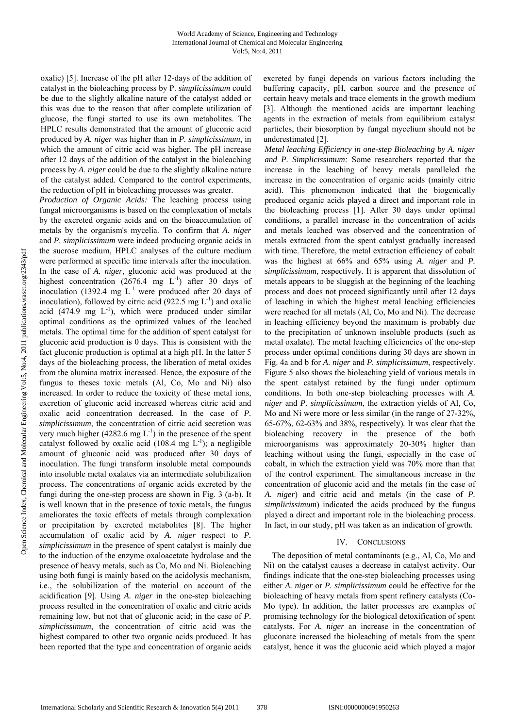oxalic) [5]. Increase of the pH after 12-days of the addition of catalyst in the bioleaching process by P. *simplicissimum* could be due to the slightly alkaline nature of the catalyst added or this was due to the reason that after complete utilization of glucose, the fungi started to use its own metabolites. The HPLC results demonstrated that the amount of gluconic acid produced by *A. niger* was higher than in *P. simplicissimum*, in which the amount of citric acid was higher. The pH increase after 12 days of the addition of the catalyst in the bioleaching process by *A. niger* could be due to the slightly alkaline nature of the catalyst added. Compared to the control experiments, the reduction of pH in bioleaching processes was greater.

*Production of Organic Acids:* The leaching process using fungal microorganisms is based on the complexation of metals by the excreted organic acids and on the bioaccumulation of metals by the organism's mycelia. To confirm that *A. niger* and *P. simplicissimum* were indeed producing organic acids in the sucrose medium, HPLC analyses of the culture medium were performed at specific time intervals after the inoculation. In the case of *A. niger,* gluconic acid was produced at the highest concentration (2676.4 mg $L^{-1}$) after 30 days of inoculation (1392.4 mg $L^{-1}$ were produced after 20 days of inoculation), followed by citric acid (922.5 mg $L^{-1}$) and oxalic acid (474.9 mg $L^{-1}$), which were produced under similar optimal conditions as the optimized values of the leached metals. The optimal time for the addition of spent catalyst for gluconic acid production is 0 days. This is consistent with the fact gluconic production is optimal at a high pH. In the latter 5 days of the bioleaching process, the liberation of metal oxides from the alumina matrix increased. Hence, the exposure of the fungus to theses toxic metals (Al, Co, Mo and Ni) also increased. In order to reduce the toxicity of these metal ions, excretion of gluconic acid increased whereas citric acid and oxalic acid concentration decreased. In the case of *P. simplicissimum*, the concentration of citric acid secretion was very much higher (4282.6 mg $L^{-1}$) in the presence of the spent catalyst followed by oxalic acid (108.4 mg $L^{-1}$); a negligible amount of gluconic acid was produced after 30 days of inoculation. The fungi transform insoluble metal compounds into insoluble metal oxalates via an intermediate solubilization process. The concentrations of organic acids excreted by the fungi during the one-step process are shown in Fig. 3 (a-b). It is well known that in the presence of toxic metals, the fungus ameliorates the toxic effects of metals through complexation or precipitation by excreted metabolites [8]. The higher accumulation of oxalic acid by *A. niger* respect to *P. simplicissimum* in the presence of spent catalyst is mainly due to the induction of the enzyme oxaloacetate hydrolase and the presence of heavy metals, such as Co, Mo and Ni. Bioleaching using both fungi is mainly based on the acidolysis mechanism, i.e., the solubilization of the material on account of the acidification [9]. Using *A. niger* in the one-step bioleaching process resulted in the concentration of oxalic and citric acids remaining low, but not that of gluconic acid; in the case of *P. simplicissimum*, the concentration of citric acid was the highest compared to other two organic acids produced. It has been reported that the type and concentration of organic acids excreted by fungi depends on various factors including the buffering capacity, pH, carbon source and the presence of certain heavy metals and trace elements in the growth medium [3]. Although the mentioned acids are important leaching agents in the extraction of metals from equilibrium catalyst particles, their biosorption by fungal mycelium should not be underestimated [2].

*Metal leaching Efficiency in one-step Bioleaching by A. niger and P. Simplicissimum:* Some researchers reported that the increase in the leaching of heavy metals paralleled the increase in the concentration of organic acids (mainly citric acid). This phenomenon indicated that the biogenically produced organic acids played a direct and important role in the bioleaching process [1]. After 30 days under optimal conditions, a parallel increase in the concentration of acids and metals leached was observed and the concentration of metals extracted from the spent catalyst gradually increased with time. Therefore, the metal extraction efficiency of cobalt was the highest at 66% and 65% using *A. niger* and *P. simplicissimum*, respectively. It is apparent that dissolution of metals appears to be sluggish at the beginning of the leaching process and does not proceed significantly until after 12 days of leaching in which the highest metal leaching efficiencies were reached for all metals (Al, Co, Mo and Ni). The decrease in leaching efficiency beyond the maximum is probably due to the precipitation of unknown insoluble products (such as metal oxalate). The metal leaching efficiencies of the one-step process under optimal conditions during 30 days are shown in Fig. 4a and b for *A. niger* and *P. simplicissimum*, respectively. Figure 5 also shows the bioleaching yield of various metals in the spent catalyst retained by the fungi under optimum conditions. In both one-step bioleaching processes with *A. niger* and *P. simplicissimum*, the extraction yields of Al, Co, Mo and Ni were more or less similar (in the range of 27-32%, 65-67%, 62-63% and 38%, respectively). It was clear that the bioleaching recovery in the presence of the both microorganisms was approximately 20-30% higher than leaching without using the fungi, especially in the case of cobalt, in which the extraction yield was 70% more than that of the control experiment. The simultaneous increase in the concentration of gluconic acid and the metals (in the case of *A. niger*) and citric acid and metals (in the case of *P. simplicissimum*) indicated the acids produced by the fungus played a direct and important role in the bioleaching process. In fact, in our study, pH was taken as an indication of growth.

## IV. Conclusions

The deposition of metal contaminants (e.g., Al, Co, Mo and Ni) on the catalyst causes a decrease in catalyst activity. Our findings indicate that the one-step bioleaching processes using either *A. niger* or *P. simplicissimum* could be effective for the bioleaching of heavy metals from spent refinery catalysts (Co-Mo type). In addition, the latter processes are examples of promising technology for the biological detoxification of spent catalysts. For *A. niger* an increase in the concentration of gluconate increased the bioleaching of metals from the spent catalyst, hence it was the gluconic acid which played a major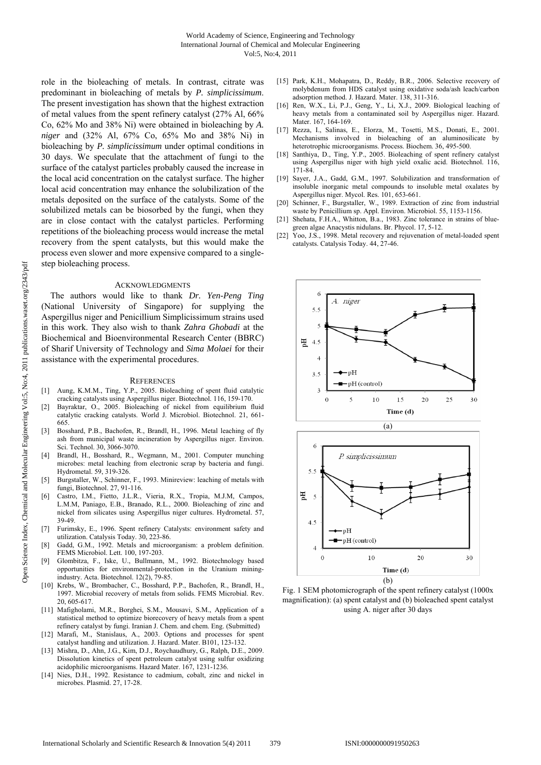role in the bioleaching of metals. In contrast, citrate was predominant in bioleaching of metals by *P. simplicissimum*. The present investigation has shown that the highest extraction of metal values from the spent refinery catalyst (27% Al, 66% Co, 62% Mo and 38% Ni) were obtained in bioleaching by *A. niger* and (32% Al, 67% Co, 65% Mo and 38% Ni) in bioleaching by *P. simplicissimum* under optimal conditions in 30 days. We speculate that the attachment of fungi to the surface of the catalyst particles probably caused the increase in the local acid concentration on the catalyst surface. The higher local acid concentration may enhance the solubilization of the metals deposited on the surface of the catalysts. Some of the solubilized metals can be biosorbed by the fungi, when they are in close contact with the catalyst particles. Performing repetitions of the bioleaching process would increase the metal recovery from the spent catalysts, but this would make the process even slower and more expensive compared to a single-step bioleaching process.

## ACKNOWLEDGMENTS

The authors would like to thank *Dr. Yen-Peng Ting* (National University of Singapore) for supplying the Aspergillus niger and Penicillium Simplicissimum strains used in this work. They also wish to thank *Zahra Ghobadi* at the Biochemical and Bioenvironmental Research Center (BBRC) of Sharif University of Technology and *Sima Molaei* for their assistance with the experimental procedures.

## REFERENCES

[1] Aung, K.M.M., Ting, Y.P., 2005. Bioleaching of spent fluid catalytic cracking catalysts using Aspergillus niger. Biotechnol. 116, 159-170.

[2] Bayraktar, O., 2005. Bioleaching of nickel from equilibrium fluid catalytic cracking catalysts. World J. Microbiol. Biotechnol. 21, 661-665.

[3] Bosshard, P.B., Bachofen, R., Brandl, H., 1996. Metal leaching of fly ash from municipal waste incineration by Aspergillus niger. Environ. Sci. Technol. 30, 3066-3070.

[4] Brandl, H., Bosshard, R., Wegmann, M., 2001. Computer munching microbes: metal leaching from electronic scrap by bacteria and fungi. Hydrometal. 59, 319-326.

[5] Burgstaller, W., Schinner, F., 1993. Minireview: leaching of metals with fungi, Biotechnol. 27, 91-116.

[6] Castro, I.M., Fietto, J.L.R., Vieria, R.X., Tropia, M.J.M, Campos, L.M.M, Paniago, E.B., Branado, R.L., 2000. Bioleaching of zinc and nickel from silicates using Aspergillus niger cultures. Hydrometal. 57, 39-49.

[7] Furimsky, E., 1996. Spent refinery Catalysts: environment safety and utilization. Catalysis Today. 30, 223-86.

[8] Gadd, G.M., 1992. Metals and microorganism: a problem definition. FEMS Microbiol. Lett. 100, 197-203.

[9] Glombitza, F., Iske, U., Bullmann, M., 1992. Biotechnology based opportunities for environmental-protection in the Uranium mining-industry. Acta. Biotechnol. 12(2), 79-85.

[10] Krebs, W., Brombacher, C., Bosshard, P.P., Bachofen, R., Brandl, H., 1997. Microbial recovery of metals from solids. FEMS Microbial. Rev. 20, 605-617.

[11] Mafigholami, M.R., Borghei, S.M., Mousavi, S.M., Application of a statistical method to optimize biorecovery of heavy metals from a spent refinery catalyst by fungi. Iranian J. Chem. and chem. Eng. (Submitted)

[12] Marafi, M., Stanislaus, A., 2003. Options and processes for spent catalyst handling and utilization. J. Hazard. Mater. B101, 123-132.

[13] Mishra, D., Ahn, J.G., Kim, D.J., Roychaudhury, G., Ralph, D.E., 2009. Dissolution kinetics of spent petroleum catalyst using sulfur oxidizing acidophilic microorganisms. Hazard Mater. 167, 1231-1236.

[14] Nies, D.H., 1992. Resistance to cadmium, cobalt, zinc and nickel in microbes. Plasmid. 27, 17-28.

[15] Park, K.H., Mohapatra, D., Reddy, B.R., 2006. Selective recovery of molybdenum from HDS catalyst using oxidative soda/ash leach/carbon adsorption method. J. Hazard. Mater. 138, 311-316.

[16] Ren, W.X., Li, P.J., Geng, Y., Li, X.J., 2009. Biological leaching of heavy metals from a contaminated soil by Aspergillus niger. Hazard. Mater. 167, 164-169.

[17] Rezza, I., Salinas, E., Elorza, M., Tosetti, M.S., Donati, E., 2001. Mechanisms involved in bioleaching of an aluminosilicate by heterotrophic microorganisms. Process. Biochem. 36, 495-500.

[18] Santhiya, D., Ting, Y.P., 2005. Bioleaching of spent refinery catalyst using Aspergillus niger with high yield oxalic acid. Biotechnol. 116, 171-84.

[19] Sayer, J.A., Gadd, G.M., 1997. Solubilization and transformation of insoluble inorganic metal compounds to insoluble metal oxalates by Aspergillus niger. Mycol. Res. 101, 653-661.

[20] Schinner, F., Burgstaller, W., 1989. Extraction of zinc from industrial waste by Penicillium sp. Appl. Environ. Microbiol. 55, 1153-1156.

[21] Shehata, F.H.A., Whitton, B.a., 1983. Zinc tolerance in strains of blue-green algae Anacystis nidulans. Br. Phycol. 17, 5-12.

[22] Yoo, J.S., 1998. Metal recovery and rejuvenation of metal-loaded spent catalysts. Catalysis Today. 44, 27-46.

(a)

(b)

Fig. 1 SEM photomicrograph of the spent refinery catalyst (1000x magnification): (a) spent catalyst and (b) bioleached spent catalyst using A. niger after 30 days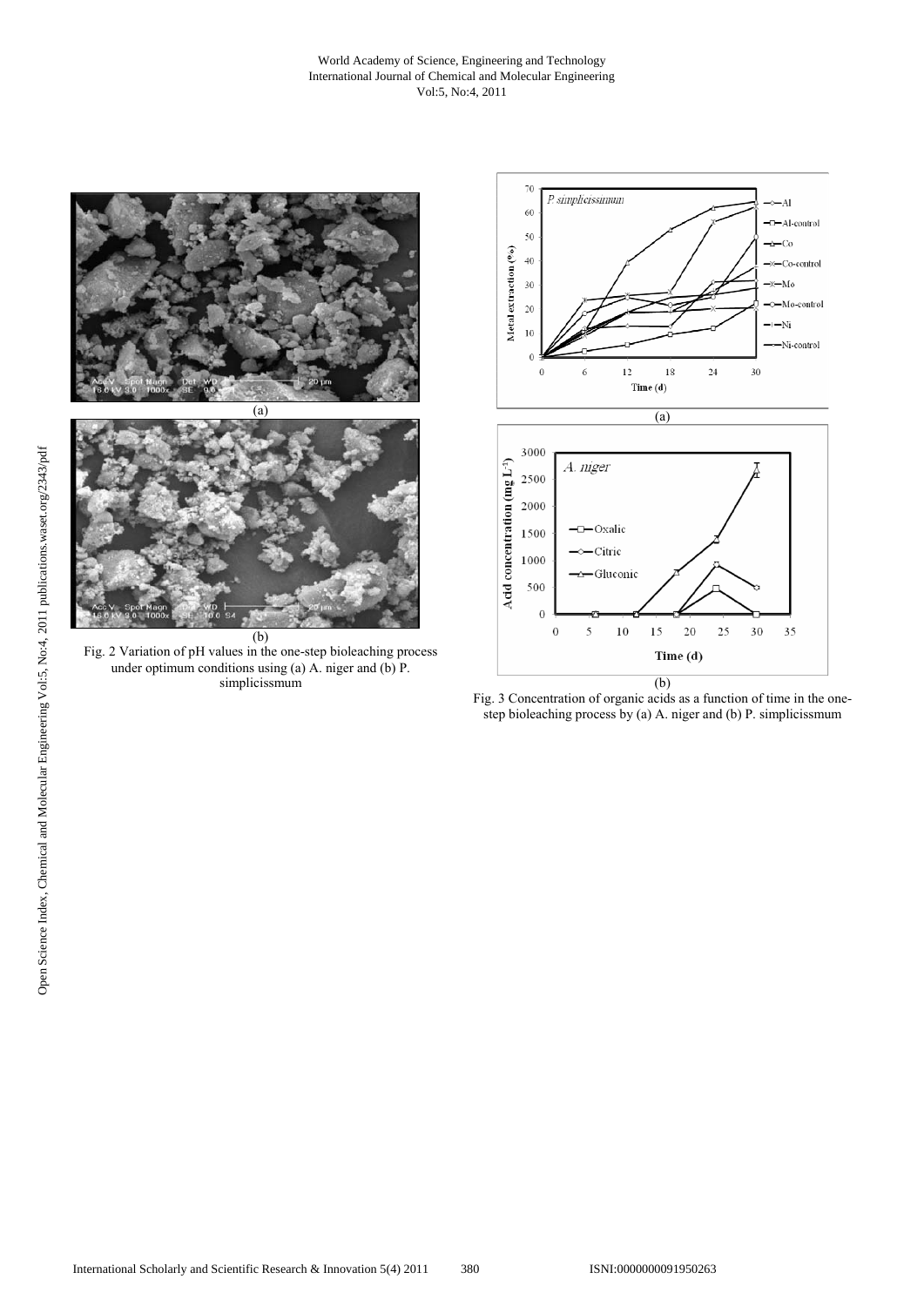(a)

(b)

Fig. 2 Variation of pH values in the one-step bioleaching process under optimum conditions using (a) A. niger and (b) P. simplicissmum

(a)

(b)

Fig. 3 Concentration of organic acids as a function of time in the one-step bioleaching process by (a) A. niger and (b) P. simplicissmum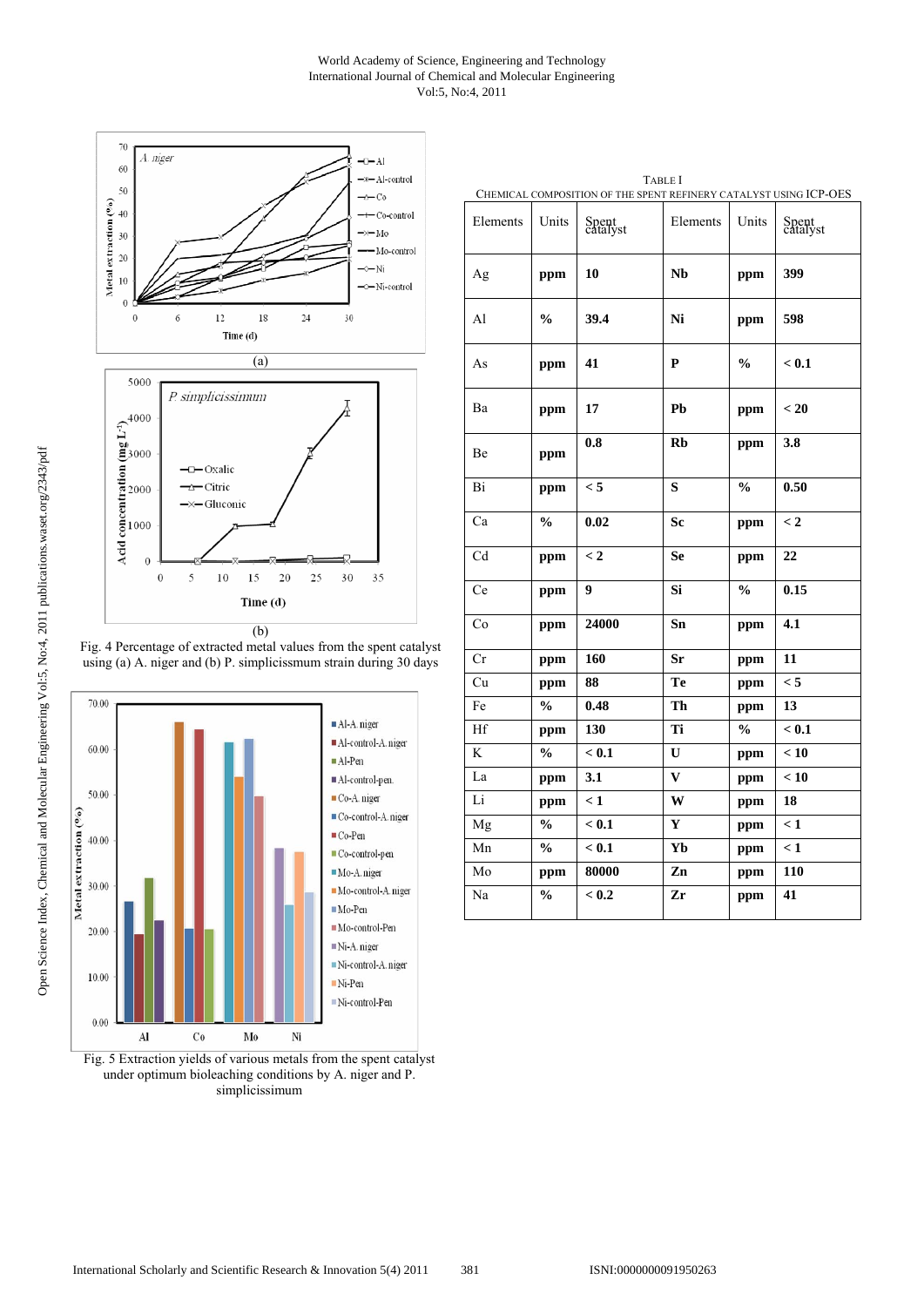(a)

A. niger

Metal extraction (%)

Time (d)

Al
Al-control
Co
Co-control
Mo
Mo-control
Ni
Ni-control

(b)

P. simplicissimum

Acid concentration (mg L⁻¹)

Time (d)

Oxalic
Citric
Gluconic

Fig. 4 Percentage of extracted metal values from the spent catalyst using (a) A. niger and (b) P. simplicissmum strain during 30 days

Metal extraction (%)

Al Co Mo Ni

Al-A.niger
Al-control-A.niger
Al-Pen
Al-control-pen.
Co-A.niger
Co-control-A.niger
Co-Pen
Co-control-pen
Mo-A.niger
Mo-control-A.niger
Mo-Pen
Mo-control-Pen
Ni-A.niger
Ni-control-A.niger
Ni-Pen
Ni-control-Pen

Fig. 5 Extraction yields of various metals from the spent catalyst under optimum bioleaching conditions by A. niger and P. simplicissimum

TABLE I
CHEMICAL COMPOSITION OF THE SPENT REFINERY CATALYST USING ICP-OES

| Elements | Units | Spent catalyst | Elements | Units | Spent catalyst |
|---|---|---|---|---|---|
| Ag | **ppm** | **10** | **Nb** | **ppm** | **399** |
| Al | **%** | **39.4** | **Ni** | **ppm** | **598** |
| As | **ppm** | **41** | **P** | **%** | **< 0.1** |
| Ba | **ppm** | **17** | **Pb** | **ppm** | **< 20** |
| Be | **ppm** | **0.8** | **Rb** | **ppm** | **3.8** |
| Bi | **ppm** | **< 5** | **S** | **%** | **0.50** |
| Ca | **%** | **0.02** | **Sc** | **ppm** | **< 2** |
| Cd | **ppm** | **< 2** | **Se** | **ppm** | **22** |
| Ce | **ppm** | **9** | **Si** | **%** | **0.15** |
| Co | **ppm** | **24000** | **Sn** | **ppm** | **4.1** |
| Cr | **ppm** | **160** | **Sr** | **ppm** | **11** |
| Cu | **ppm** | **88** | **Te** | **ppm** | **< 5** |
| Fe | **%** | **0.48** | **Th** | **ppm** | **13** |
| Hf | **ppm** | **130** | **Ti** | **%** | **< 0.1** |
| K | **%** | **< 0.1** | **U** | **ppm** | **< 10** |
| La | **ppm** | **3.1** | **V** | **ppm** | **< 10** |
| Li | **ppm** | **< 1** | **W** | **ppm** | **18** |
| Mg | **%** | **< 0.1** | **Y** | **ppm** | **< 1** |
| Mn | **%** | **< 0.1** | **Yb** | **ppm** | **< 1** |
| Mo | **ppm** | **80000** | **Zn** | **ppm** | **110** |
| Na | **%** | **< 0.2** | **Zr** | **ppm** | **41** |